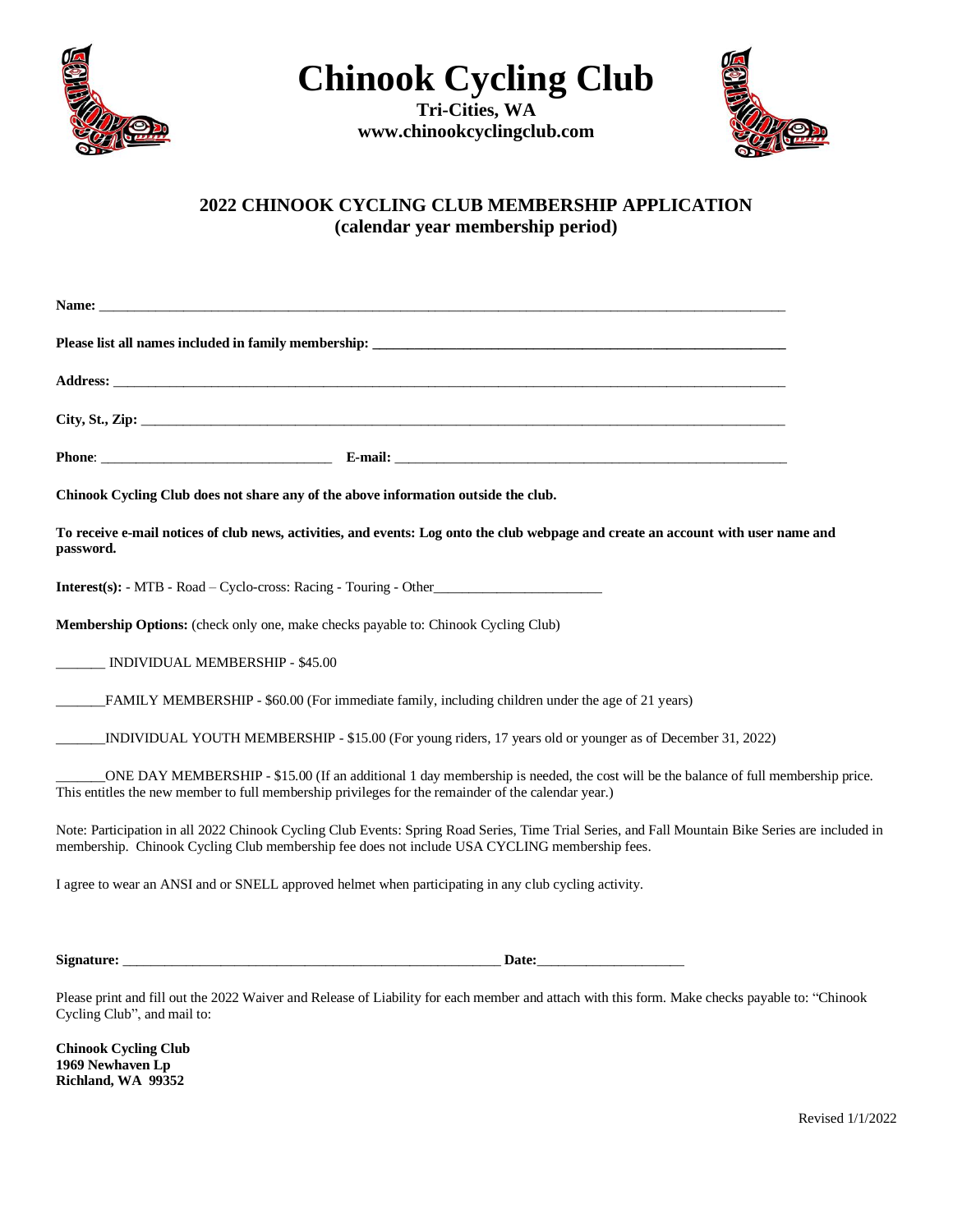# Chinook Cycling Club

**Tri-Cities, WA**
**www.chinookcyclingclub.com**

## 2022 CHINOOK CYCLING CLUB MEMBERSHIP APPLICATION
## (calendar year membership period)

**Name:** ____________________________________________________________________________________________

**Please list all names included in family membership:** ______________________________________________________

**Address:** __________________________________________________________________________________________

**City, St., Zip:** _______________________________________________________________________________________

**Phone**: ________________________________ **E-mail:** _______________________________________________________

**Chinook Cycling Club does not share any of the above information outside the club.**

**To receive e-mail notices of club news, activities, and events: Log onto the club webpage and create an account with user name and password.**

**Interest(s):** - MTB - Road – Cyclo-cross: Racing - Touring - Other_______________________

**Membership Options:** (check only one, make checks payable to: Chinook Cycling Club)

_______ INDIVIDUAL MEMBERSHIP - $45.00

_______FAMILY MEMBERSHIP - $60.00 (For immediate family, including children under the age of 21 years)

_______INDIVIDUAL YOUTH MEMBERSHIP - $15.00 (For young riders, 17 years old or younger as of December 31, 2022)

_______ONE DAY MEMBERSHIP - $15.00 (If an additional 1 day membership is needed, the cost will be the balance of full membership price. This entitles the new member to full membership privileges for the remainder of the calendar year.)

Note: Participation in all 2022 Chinook Cycling Club Events: Spring Road Series, Time Trial Series, and Fall Mountain Bike Series are included in membership. Chinook Cycling Club membership fee does not include USA CYCLING membership fees.

I agree to wear an ANSI and or SNELL approved helmet when participating in any club cycling activity.

**Signature:** ______________________________________________________ **Date:**____________________

Please print and fill out the 2022 Waiver and Release of Liability for each member and attach with this form. Make checks payable to: "Chinook Cycling Club", and mail to:

**Chinook Cycling Club**
**1969 Newhaven Lp**
**Richland, WA 99352**

Revised 1/1/2022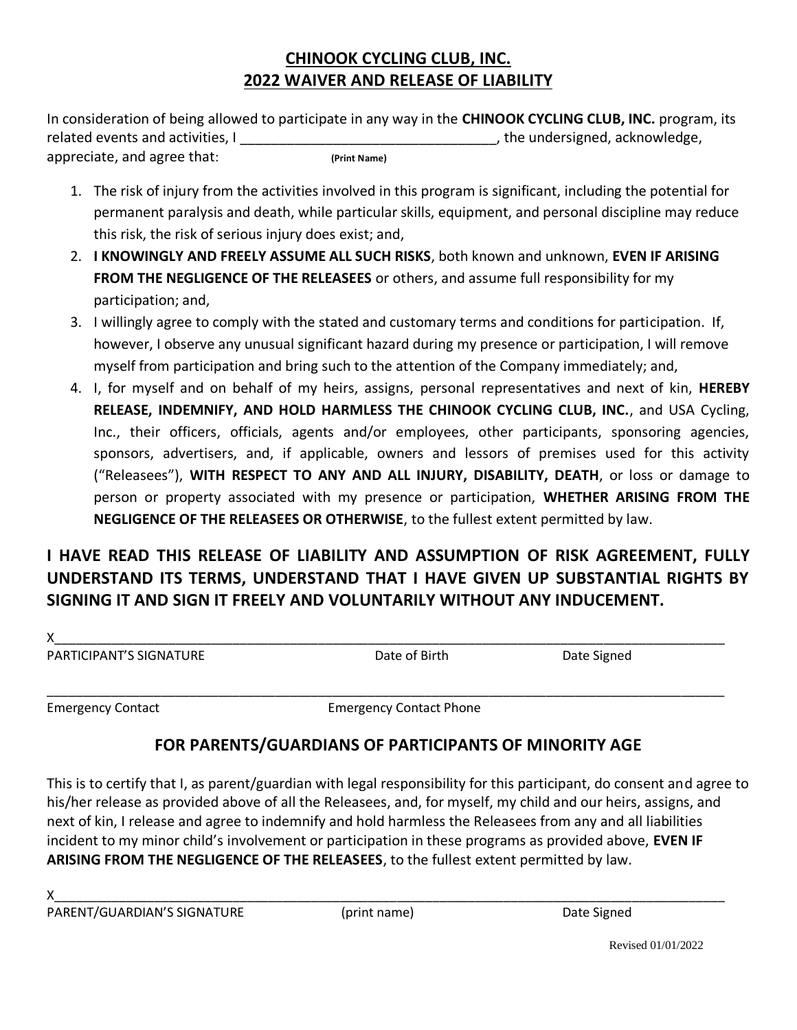# CHINOOK CYCLING CLUB, INC.
# 2022 WAIVER AND RELEASE OF LIABILITY

In consideration of being allowed to participate in any way in the **CHINOOK CYCLING CLUB, INC.** program, its related events and activities, I ________________________________, the undersigned, acknowledge, appreciate, and agree that: **(Print Name)**

1. The risk of injury from the activities involved in this program is significant, including the potential for permanent paralysis and death, while particular skills, equipment, and personal discipline may reduce this risk, the risk of serious injury does exist; and,
2. **I KNOWINGLY AND FREELY ASSUME ALL SUCH RISKS**, both known and unknown, **EVEN IF ARISING FROM THE NEGLIGENCE OF THE RELEASEES** or others, and assume full responsibility for my participation; and,
3. I willingly agree to comply with the stated and customary terms and conditions for participation. If, however, I observe any unusual significant hazard during my presence or participation, I will remove myself from participation and bring such to the attention of the Company immediately; and,
4. I, for myself and on behalf of my heirs, assigns, personal representatives and next of kin, **HEREBY RELEASE, INDEMNIFY, AND HOLD HARMLESS THE CHINOOK CYCLING CLUB, INC.**, and USA Cycling, Inc., their officers, officials, agents and/or employees, other participants, sponsoring agencies, sponsors, advertisers, and, if applicable, owners and lessors of premises used for this activity ("Releasees"), **WITH RESPECT TO ANY AND ALL INJURY, DISABILITY, DEATH**, or loss or damage to person or property associated with my presence or participation, **WHETHER ARISING FROM THE NEGLIGENCE OF THE RELEASEES OR OTHERWISE**, to the fullest extent permitted by law.

**I HAVE READ THIS RELEASE OF LIABILITY AND ASSUMPTION OF RISK AGREEMENT, FULLY UNDERSTAND ITS TERMS, UNDERSTAND THAT I HAVE GIVEN UP SUBSTANTIAL RIGHTS BY SIGNING IT AND SIGN IT FREELY AND VOLUNTARILY WITHOUT ANY INDUCEMENT.**

X________________________________________________________________________________

PARTICIPANT'S SIGNATURE Date of Birth Date Signed

________________________________________________________________________________

Emergency Contact Emergency Contact Phone

## FOR PARENTS/GUARDIANS OF PARTICIPANTS OF MINORITY AGE

This is to certify that I, as parent/guardian with legal responsibility for this participant, do consent and agree to his/her release as provided above of all the Releasees, and, for myself, my child and our heirs, assigns, and next of kin, I release and agree to indemnify and hold harmless the Releasees from any and all liabilities incident to my minor child's involvement or participation in these programs as provided above, **EVEN IF ARISING FROM THE NEGLIGENCE OF THE RELEASEES**, to the fullest extent permitted by law.

X________________________________________________________________________________

PARENT/GUARDIAN'S SIGNATURE (print name) Date Signed

Revised 01/01/2022